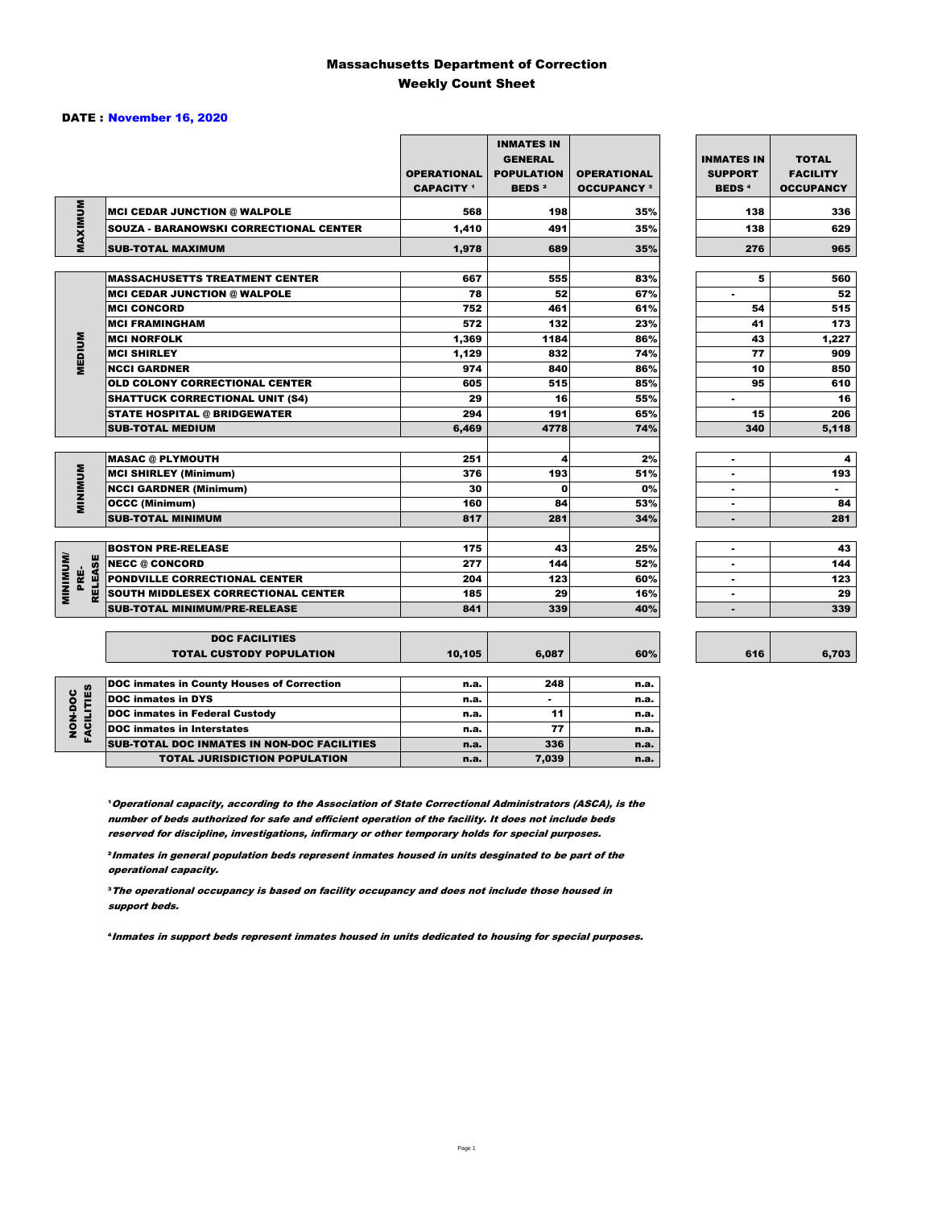# Massachusetts Department of Correction
## Weekly Count Sheet

**DATE : November 16, 2020**

| | | OPERATIONAL CAPACITY [1] | INMATES IN GENERAL POPULATION BEDS [2] | OPERATIONAL OCCUPANCY [3] | INMATES IN SUPPORT BEDS [4] | TOTAL FACILITY OCCUPANCY |
|---|---|---|---|---|---|---|
| MAXIMUM | MCI CEDAR JUNCTION @ WALPOLE | 568 | 198 | 35% | 138 | 336 |
| | SOUZA - BARANOWSKI CORRECTIONAL CENTER | 1,410 | 491 | 35% | 138 | 629 |
| | SUB-TOTAL MAXIMUM | 1,978 | 689 | 35% | 276 | 965 |
| MEDIUM | MASSACHUSETTS TREATMENT CENTER | 667 | 555 | 83% | 5 | 560 |
| | MCI CEDAR JUNCTION @ WALPOLE | 78 | 52 | 67% | - | 52 |
| | MCI CONCORD | 752 | 461 | 61% | 54 | 515 |
| | MCI FRAMINGHAM | 572 | 132 | 23% | 41 | 173 |
| | MCI NORFOLK | 1,369 | 1184 | 86% | 43 | 1,227 |
| | MCI SHIRLEY | 1,129 | 832 | 74% | 77 | 909 |
| | NCCI GARDNER | 974 | 840 | 86% | 10 | 850 |
| | OLD COLONY CORRECTIONAL CENTER | 605 | 515 | 85% | 95 | 610 |
| | SHATTUCK CORRECTIONAL UNIT (S4) | 29 | 16 | 55% | - | 16 |
| | STATE HOSPITAL @ BRIDGEWATER | 294 | 191 | 65% | 15 | 206 |
| | SUB-TOTAL MEDIUM | 6,469 | 4778 | 74% | 340 | 5,118 |
| MINIMUM | MASAC @ PLYMOUTH | 251 | 4 | 2% | - | 4 |
| | MCI SHIRLEY (Minimum) | 376 | 193 | 51% | - | 193 |
| | NCCI GARDNER (Minimum) | 30 | 0 | 0% | - | - |
| | OCCC (Minimum) | 160 | 84 | 53% | - | 84 |
| | SUB-TOTAL MINIMUM | 817 | 281 | 34% | - | 281 |
| MINIMUM/ PRE-RELEASE | BOSTON PRE-RELEASE | 175 | 43 | 25% | - | 43 |
| | NECC @ CONCORD | 277 | 144 | 52% | - | 144 |
| | PONDVILLE CORRECTIONAL CENTER | 204 | 123 | 60% | - | 123 |
| | SOUTH MIDDLESEX CORRECTIONAL CENTER | 185 | 29 | 16% | - | 29 |
| | SUB-TOTAL MINIMUM/PRE-RELEASE | 841 | 339 | 40% | - | 339 |
| | DOC FACILITIES TOTAL CUSTODY POPULATION | 10,105 | 6,087 | 60% | 616 | 6,703 |
| NON-DOC FACILITIES | DOC inmates in County Houses of Correction | n.a. | 248 | n.a. | | |
| | DOC inmates in DYS | n.a. | - | n.a. | | |
| | DOC inmates in Federal Custody | n.a. | 11 | n.a. | | |
| | DOC inmates in Interstates | n.a. | 77 | n.a. | | |
| | SUB-TOTAL DOC INMATES IN NON-DOC FACILITIES | n.a. | 336 | n.a. | | |
| | TOTAL JURISDICTION POPULATION | n.a. | 7,039 | n.a. | | |

[1] *Operational capacity, according to the Association of State Correctional Administrators (ASCA), is the number of beds authorized for safe and efficient operation of the facility. It does not include beds reserved for discipline, investigations, infirmary or other temporary holds for special purposes.*

[2] *Inmates in general population beds represent inmates housed in units desginated to be part of the operational capacity.*

[3] *The operational occupancy is based on facility occupancy and does not include those housed in support beds.*

[4] *Inmates in support beds represent inmates housed in units dedicated to housing for special purposes.*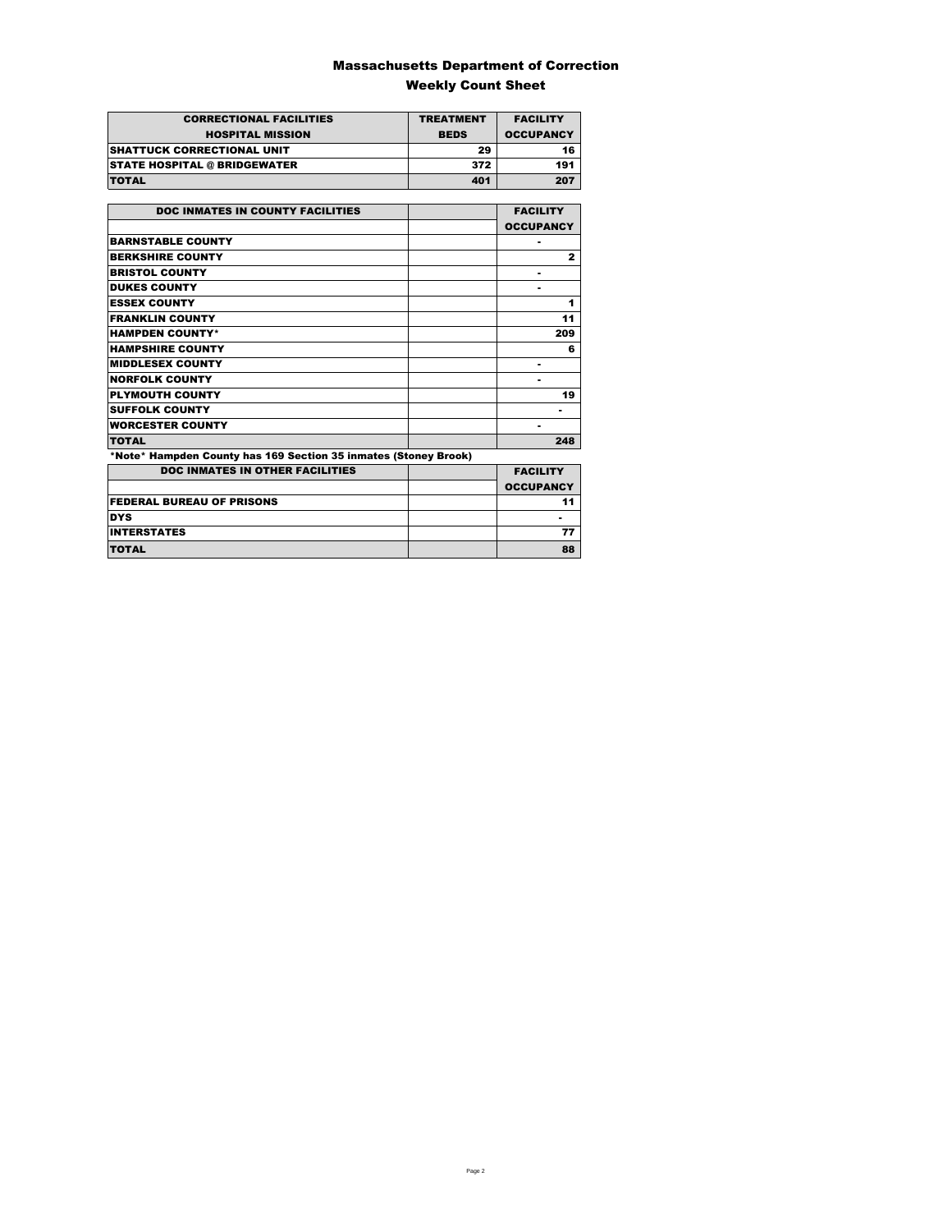# Massachusetts Department of Correction
## Weekly Count Sheet

| CORRECTIONAL FACILITIES HOSPITAL MISSION | TREATMENT BEDS | FACILITY OCCUPANCY |
|---|---|---|
| SHATTUCK CORRECTIONAL UNIT | 29 | 16 |
| STATE HOSPITAL @ BRIDGEWATER | 372 | 191 |
| TOTAL | 401 | 207 |

| DOC INMATES IN COUNTY FACILITIES | | FACILITY OCCUPANCY |
|---|---|---|
| BARNSTABLE COUNTY | | - |
| BERKSHIRE COUNTY | | 2 |
| BRISTOL COUNTY | | - |
| DUKES COUNTY | | - |
| ESSEX COUNTY | | 1 |
| FRANKLIN COUNTY | | 11 |
| HAMPDEN COUNTY* | | 209 |
| HAMPSHIRE COUNTY | | 6 |
| MIDDLESEX COUNTY | | - |
| NORFOLK COUNTY | | - |
| PLYMOUTH COUNTY | | 19 |
| SUFFOLK COUNTY | | - |
| WORCESTER COUNTY | | - |
| TOTAL | | 248 |

*Note* Hampden County has 169 Section 35 inmates (Stoney Brook)

| DOC INMATES IN OTHER FACILITIES | | FACILITY OCCUPANCY |
|---|---|---|
| FEDERAL BUREAU OF PRISONS | | 11 |
| DYS | | - |
| INTERSTATES | | 77 |
| TOTAL | | 88 |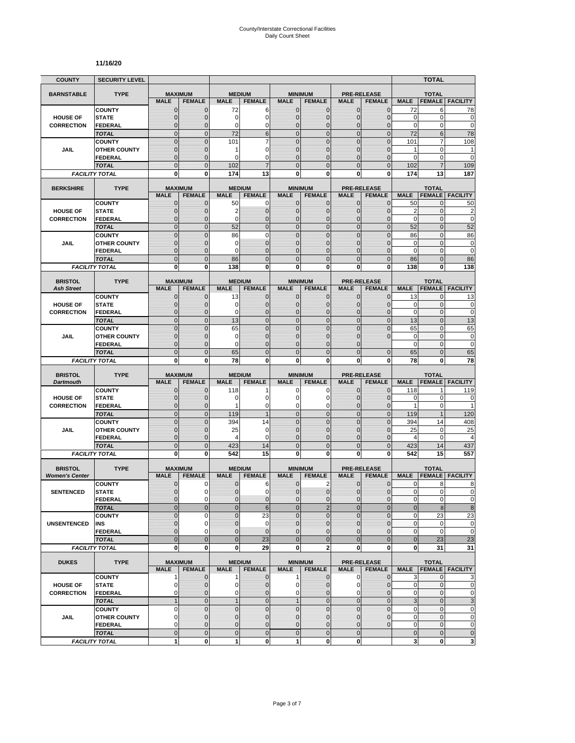# County/Interstate Correctional Facilities
## Daily Count Sheet

**11/16/20**

| COUNTY | SECURITY LEVEL | | | | | | | | | | TOTAL | |
|---|---|---|---|---|---|---|---|---|---|---|---|---|
| **BARNSTABLE** | **TYPE** | **MAXIMUM** | | **MEDIUM** | | **MINIMUM** | | **PRE-RELEASE** | | **TOTAL** | | |
| | | **MALE** | **FEMALE** | **MALE** | **FEMALE** | **MALE** | **FEMALE** | **MALE** | **FEMALE** | **MALE** | **FEMALE** | **FACILITY** |
| **HOUSE OF CORRECTION** | COUNTY | 0 | 0 | 72 | 6 | 0 | 0 | 0 | 0 | 72 | 6 | 78 |
| | STATE | 0 | 0 | 0 | 0 | 0 | 0 | 0 | 0 | 0 | 0 | 0 |
| | FEDERAL | 0 | 0 | 0 | 0 | 0 | 0 | 0 | 0 | 0 | 0 | 0 |
| | *TOTAL* | 0 | 0 | 72 | 6 | 0 | 0 | 0 | 0 | 72 | 6 | 78 |
| **JAIL** | COUNTY | 0 | 0 | 101 | 7 | 0 | 0 | 0 | 0 | 101 | 7 | 108 |
| | OTHER COUNTY | 0 | 0 | 1 | 0 | 0 | 0 | 0 | 0 | 1 | 0 | 1 |
| | FEDERAL | 0 | 0 | 0 | 0 | 0 | 0 | 0 | 0 | 0 | 0 | 0 |
| | *TOTAL* | 0 | 0 | 102 | 7 | 0 | 0 | 0 | 0 | 102 | 7 | 109 |
| *FACILITY TOTAL* | | **0** | **0** | **174** | **13** | **0** | **0** | **0** | **0** | **174** | **13** | **187** |

| BERKSHIRE | TYPE | MAXIMUM | | MEDIUM | | MINIMUM | | PRE-RELEASE | | TOTAL | | |
|---|---|---|---|---|---|---|---|---|---|---|---|---|
| | | **MALE** | **FEMALE** | **MALE** | **FEMALE** | **MALE** | **FEMALE** | **MALE** | **FEMALE** | **MALE** | **FEMALE** | **FACILITY** |
| **HOUSE OF CORRECTION** | COUNTY | 0 | 0 | 50 | 0 | 0 | 0 | 0 | 0 | 50 | 0 | 50 |
| | STATE | 0 | 0 | 2 | 0 | 0 | 0 | 0 | 0 | 2 | 0 | 2 |
| | FEDERAL | 0 | 0 | 0 | 0 | 0 | 0 | 0 | 0 | 0 | 0 | 0 |
| | *TOTAL* | 0 | 0 | 52 | 0 | 0 | 0 | 0 | 0 | 52 | 0 | 52 |
| **JAIL** | COUNTY | 0 | 0 | 86 | 0 | 0 | 0 | 0 | 0 | 86 | 0 | 86 |
| | OTHER COUNTY | 0 | 0 | 0 | 0 | 0 | 0 | 0 | 0 | 0 | 0 | 0 |
| | FEDERAL | 0 | 0 | 0 | 0 | 0 | 0 | 0 | 0 | 0 | 0 | 0 |
| | *TOTAL* | 0 | 0 | 86 | 0 | 0 | 0 | 0 | 0 | 86 | 0 | 86 |
| *FACILITY TOTAL* | | **0** | **0** | **138** | **0** | **0** | **0** | **0** | **0** | **138** | **0** | **138** |

| BRISTOL *Ash Street* | TYPE | MAXIMUM | | MEDIUM | | MINIMUM | | PRE-RELEASE | | TOTAL | | |
|---|---|---|---|---|---|---|---|---|---|---|---|---|
| | | **MALE** | **FEMALE** | **MALE** | **FEMALE** | **MALE** | **FEMALE** | **MALE** | **FEMALE** | **MALE** | **FEMALE** | **FACILITY** |
| **HOUSE OF CORRECTION** | COUNTY | 0 | 0 | 13 | 0 | 0 | 0 | 0 | 0 | 13 | 0 | 13 |
| | STATE | 0 | 0 | 0 | 0 | 0 | 0 | 0 | 0 | 0 | 0 | 0 |
| | FEDERAL | 0 | 0 | 0 | 0 | 0 | 0 | 0 | 0 | 0 | 0 | 0 |
| | *TOTAL* | 0 | 0 | 13 | 0 | 0 | 0 | 0 | 0 | 13 | 0 | 13 |
| **JAIL** | COUNTY | 0 | 0 | 65 | 0 | 0 | 0 | 0 | 0 | 65 | 0 | 65 |
| | OTHER COUNTY | 0 | 0 | 0 | 0 | 0 | 0 | 0 | 0 | 0 | 0 | 0 |
| | FEDERAL | 0 | 0 | 0 | 0 | 0 | 0 | 0 | | 0 | 0 | 0 |
| | *TOTAL* | 0 | 0 | 65 | 0 | 0 | 0 | 0 | 0 | 65 | 0 | 65 |
| *FACILITY TOTAL* | | **0** | **0** | **78** | **0** | **0** | **0** | **0** | **0** | **78** | **0** | **78** |

| BRISTOL *Dartmouth* | TYPE | MAXIMUM | | MEDIUM | | MINIMUM | | PRE-RELEASE | | TOTAL | | |
|---|---|---|---|---|---|---|---|---|---|---|---|---|
| | | **MALE** | **FEMALE** | **MALE** | **FEMALE** | **MALE** | **FEMALE** | **MALE** | **FEMALE** | **MALE** | **FEMALE** | **FACILITY** |
| **HOUSE OF CORRECTION** | COUNTY | 0 | 0 | 118 | 1 | 0 | 0 | 0 | 0 | 118 | 1 | 119 |
| | STATE | 0 | 0 | 0 | 0 | 0 | 0 | 0 | 0 | 0 | 0 | 0 |
| | FEDERAL | 0 | 0 | 1 | 0 | 0 | 0 | 0 | 0 | 1 | 0 | 1 |
| | *TOTAL* | 0 | 0 | 119 | 1 | 0 | 0 | 0 | 0 | 119 | 1 | 120 |
| **JAIL** | COUNTY | 0 | 0 | 394 | 14 | 0 | 0 | 0 | 0 | 394 | 14 | 408 |
| | OTHER COUNTY | 0 | 0 | 25 | 0 | 0 | 0 | 0 | 0 | 25 | 0 | 25 |
| | FEDERAL | 0 | 0 | 4 | 0 | 0 | 0 | 0 | 0 | 4 | 0 | 4 |
| | *TOTAL* | 0 | 0 | 423 | 14 | 0 | 0 | 0 | 0 | 423 | 14 | 437 |
| *FACILITY TOTAL* | | **0** | **0** | **542** | **15** | **0** | **0** | **0** | **0** | **542** | **15** | **557** |

| BRISTOL *Women's Center* | TYPE | MAXIMUM | | MEDIUM | | MINIMUM | | PRE-RELEASE | | TOTAL | | |
|---|---|---|---|---|---|---|---|---|---|---|---|---|
| | | **MALE** | **FEMALE** | **MALE** | **FEMALE** | **MALE** | **FEMALE** | **MALE** | **FEMALE** | **MALE** | **FEMALE** | **FACILITY** |
| **SENTENCED** | COUNTY | 0 | 0 | 0 | 6 | 0 | 2 | 0 | 0 | 0 | 8 | 8 |
| | STATE | 0 | 0 | 0 | 0 | 0 | 0 | 0 | 0 | 0 | 0 | 0 |
| | FEDERAL | 0 | 0 | 0 | 0 | 0 | 0 | 0 | 0 | 0 | 0 | 0 |
| | *TOTAL* | 0 | 0 | 0 | 6 | 0 | 2 | 0 | 0 | 0 | 8 | 8 |
| **UNSENTENCED** | COUNTY | 0 | 0 | 0 | 23 | 0 | 0 | 0 | 0 | 0 | 23 | 23 |
| | INS | 0 | 0 | 0 | 0 | 0 | 0 | 0 | 0 | 0 | 0 | 0 |
| | FEDERAL | 0 | 0 | 0 | 0 | 0 | 0 | 0 | 0 | 0 | 0 | 0 |
| | *TOTAL* | 0 | 0 | 0 | 23 | 0 | 0 | 0 | 0 | 0 | 23 | 23 |
| *FACILITY TOTAL* | | **0** | **0** | **0** | **29** | **0** | **2** | **0** | **0** | **0** | **31** | **31** |

| DUKES | TYPE | MAXIMUM | | MEDIUM | | MINIMUM | | PRE-RELEASE | | TOTAL | | |
|---|---|---|---|---|---|---|---|---|---|---|---|---|
| | | **MALE** | **FEMALE** | **MALE** | **FEMALE** | **MALE** | **FEMALE** | **MALE** | **FEMALE** | **MALE** | **FEMALE** | **FACILITY** |
| **HOUSE OF CORRECTION** | COUNTY | 1 | 0 | 1 | 0 | 1 | 0 | 0 | 0 | 3 | 0 | 3 |
| | STATE | 0 | 0 | 0 | 0 | 0 | 0 | 0 | 0 | 0 | 0 | 0 |
| | FEDERAL | 0 | 0 | 0 | 0 | 0 | 0 | 0 | 0 | 0 | 0 | 0 |
| | *TOTAL* | 1 | 0 | 1 | 0 | 1 | 0 | 0 | 0 | 3 | 0 | 3 |
| **JAIL** | COUNTY | 0 | 0 | 0 | 0 | 0 | 0 | 0 | 0 | 0 | 0 | 0 |
| | OTHER COUNTY | 0 | 0 | 0 | 0 | 0 | 0 | 0 | 0 | 0 | 0 | 0 |
| | FEDERAL | 0 | 0 | 0 | 0 | 0 | 0 | 0 | 0 | 0 | 0 | 0 |
| | *TOTAL* | 0 | 0 | 0 | 0 | 0 | 0 | 0 | | 0 | 0 | 0 |
| *FACILITY TOTAL* | | **1** | **0** | **1** | **0** | **1** | **0** | **0** | | **3** | **0** | **3** |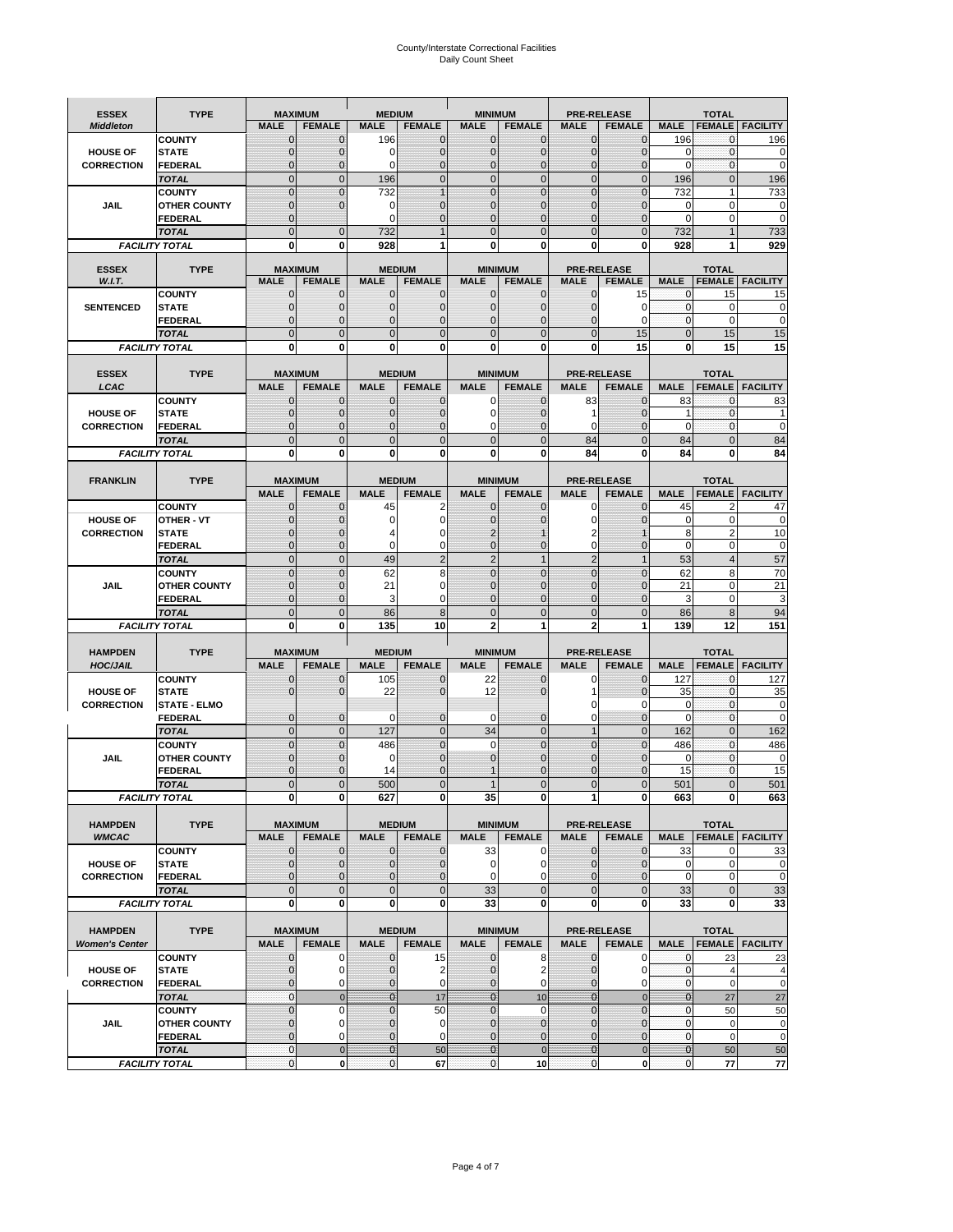# County/Interstate Correctional Facilities
## Daily Count Sheet

| ESSEX *Middleton* | TYPE | MAXIMUM MALE | MAXIMUM FEMALE | MEDIUM MALE | MEDIUM FEMALE | MINIMUM MALE | MINIMUM FEMALE | PRE-RELEASE MALE | PRE-RELEASE FEMALE | TOTAL MALE | TOTAL FEMALE | TOTAL FACILITY |
|---|---|---|---|---|---|---|---|---|---|---|---|---|
| | COUNTY | 0 | 0 | 196 | 0 | 0 | 0 | 0 | 0 | 196 | 0 | 196 |
| HOUSE OF | STATE | 0 | 0 | 0 | 0 | 0 | 0 | 0 | 0 | 0 | 0 | 0 |
| CORRECTION | FEDERAL | 0 | 0 | 0 | 0 | 0 | 0 | 0 | 0 | 0 | 0 | 0 |
| | *TOTAL* | 0 | 0 | 196 | 0 | 0 | 0 | 0 | 0 | 196 | 0 | 196 |
| | COUNTY | 0 | 0 | 732 | 1 | 0 | 0 | 0 | 0 | 732 | 1 | 733 |
| JAIL | OTHER COUNTY | 0 | 0 | 0 | 0 | 0 | 0 | 0 | 0 | 0 | 0 | 0 |
| | FEDERAL | 0 | | 0 | 0 | 0 | 0 | 0 | 0 | 0 | 0 | 0 |
| | *TOTAL* | 0 | 0 | 732 | 1 | 0 | 0 | 0 | 0 | 732 | 1 | 733 |
| *FACILITY TOTAL* | | **0** | **0** | **928** | **1** | **0** | **0** | **0** | **0** | **928** | **1** | **929** |

| ESSEX *W.I.T.* | TYPE | MAXIMUM MALE | MAXIMUM FEMALE | MEDIUM MALE | MEDIUM FEMALE | MINIMUM MALE | MINIMUM FEMALE | PRE-RELEASE MALE | PRE-RELEASE FEMALE | TOTAL MALE | TOTAL FEMALE | TOTAL FACILITY |
|---|---|---|---|---|---|---|---|---|---|---|---|---|
| | COUNTY | 0 | 0 | 0 | 0 | 0 | 0 | 0 | 15 | 0 | 15 | 15 |
| SENTENCED | STATE | 0 | 0 | 0 | 0 | 0 | 0 | 0 | 0 | 0 | 0 | 0 |
| | FEDERAL | 0 | 0 | 0 | 0 | 0 | 0 | 0 | 0 | 0 | 0 | 0 |
| | *TOTAL* | 0 | 0 | 0 | 0 | 0 | 0 | 0 | 15 | 0 | 15 | 15 |
| *FACILITY TOTAL* | | **0** | **0** | **0** | **0** | **0** | **0** | **0** | **15** | **0** | **15** | **15** |

| ESSEX *LCAC* | TYPE | MAXIMUM MALE | MAXIMUM FEMALE | MEDIUM MALE | MEDIUM FEMALE | MINIMUM MALE | MINIMUM FEMALE | PRE-RELEASE MALE | PRE-RELEASE FEMALE | TOTAL MALE | TOTAL FEMALE | TOTAL FACILITY |
|---|---|---|---|---|---|---|---|---|---|---|---|---|
| | COUNTY | 0 | 0 | 0 | 0 | 0 | 0 | 83 | 0 | 83 | 0 | 83 |
| HOUSE OF | STATE | 0 | 0 | 0 | 0 | 0 | 0 | 1 | 0 | 1 | 0 | 1 |
| CORRECTION | FEDERAL | 0 | 0 | 0 | 0 | 0 | 0 | 0 | 0 | 0 | 0 | 0 |
| | *TOTAL* | 0 | 0 | 0 | 0 | 0 | 0 | 84 | 0 | 84 | 0 | 84 |
| *FACILITY TOTAL* | | **0** | **0** | **0** | **0** | **0** | **0** | **84** | **0** | **84** | **0** | **84** |

| FRANKLIN | TYPE | MAXIMUM MALE | MAXIMUM FEMALE | MEDIUM MALE | MEDIUM FEMALE | MINIMUM MALE | MINIMUM FEMALE | PRE-RELEASE MALE | PRE-RELEASE FEMALE | TOTAL MALE | TOTAL FEMALE | TOTAL FACILITY |
|---|---|---|---|---|---|---|---|---|---|---|---|---|
| | COUNTY | 0 | 0 | 45 | 2 | 0 | 0 | 0 | 0 | 45 | 2 | 47 |
| HOUSE OF | OTHER - VT | 0 | 0 | 0 | 0 | 0 | 0 | 0 | 0 | 0 | 0 | 0 |
| CORRECTION | STATE | 0 | 0 | 4 | 0 | 2 | 1 | 2 | 1 | 8 | 2 | 10 |
| | FEDERAL | 0 | 0 | 0 | 0 | 0 | 0 | 0 | 0 | 0 | 0 | 0 |
| | *TOTAL* | 0 | 0 | 49 | 2 | 2 | 1 | 2 | 1 | 53 | 4 | 57 |
| | COUNTY | 0 | 0 | 62 | 8 | 0 | 0 | 0 | 0 | 62 | 8 | 70 |
| JAIL | OTHER COUNTY | 0 | 0 | 21 | 0 | 0 | 0 | 0 | 0 | 21 | 0 | 21 |
| | FEDERAL | 0 | 0 | 3 | 0 | 0 | 0 | 0 | 0 | 3 | 0 | 3 |
| | *TOTAL* | 0 | 0 | 86 | 8 | 0 | 0 | 0 | 0 | 86 | 8 | 94 |
| *FACILITY TOTAL* | | **0** | **0** | **135** | **10** | **2** | **1** | **2** | **1** | **139** | **12** | **151** |

| HAMPDEN *HOC/JAIL* | TYPE | MAXIMUM MALE | MAXIMUM FEMALE | MEDIUM MALE | MEDIUM FEMALE | MINIMUM MALE | MINIMUM FEMALE | PRE-RELEASE MALE | PRE-RELEASE FEMALE | TOTAL MALE | TOTAL FEMALE | TOTAL FACILITY |
|---|---|---|---|---|---|---|---|---|---|---|---|---|
| | COUNTY | 0 | 0 | 105 | 0 | 22 | 0 | 0 | 0 | 127 | 0 | 127 |
| HOUSE OF | STATE | 0 | 0 | 22 | 0 | 12 | 0 | 1 | 0 | 35 | 0 | 35 |
| CORRECTION | STATE - ELMO | | | | | | | 0 | 0 | 0 | 0 | 0 |
| | FEDERAL | 0 | 0 | 0 | 0 | 0 | 0 | 0 | 0 | 0 | 0 | 0 |
| | *TOTAL* | 0 | 0 | 127 | 0 | 34 | 0 | 1 | 0 | 162 | 0 | 162 |
| | COUNTY | 0 | 0 | 486 | 0 | 0 | 0 | 0 | 0 | 486 | 0 | 486 |
| JAIL | OTHER COUNTY | 0 | 0 | 0 | 0 | 0 | 0 | 0 | 0 | 0 | 0 | 0 |
| | FEDERAL | 0 | 0 | 14 | 0 | 1 | 0 | 0 | 0 | 15 | 0 | 15 |
| | *TOTAL* | 0 | 0 | 500 | 0 | 1 | 0 | 0 | 0 | 501 | 0 | 501 |
| *FACILITY TOTAL* | | **0** | **0** | **627** | **0** | **35** | **0** | **1** | **0** | **663** | **0** | **663** |

| HAMPDEN *WMCAC* | TYPE | MAXIMUM MALE | MAXIMUM FEMALE | MEDIUM MALE | MEDIUM FEMALE | MINIMUM MALE | MINIMUM FEMALE | PRE-RELEASE MALE | PRE-RELEASE FEMALE | TOTAL MALE | TOTAL FEMALE | TOTAL FACILITY |
|---|---|---|---|---|---|---|---|---|---|---|---|---|
| | COUNTY | 0 | 0 | 0 | 0 | 33 | 0 | 0 | 0 | 33 | 0 | 33 |
| HOUSE OF | STATE | 0 | 0 | 0 | 0 | 0 | 0 | 0 | 0 | 0 | 0 | 0 |
| CORRECTION | FEDERAL | 0 | 0 | 0 | 0 | 0 | 0 | 0 | 0 | 0 | 0 | 0 |
| | *TOTAL* | 0 | 0 | 0 | 0 | 33 | 0 | 0 | 0 | 33 | 0 | 33 |
| *FACILITY TOTAL* | | **0** | **0** | **0** | **0** | **33** | **0** | **0** | **0** | **33** | **0** | **33** |

| HAMPDEN *Women's Center* | TYPE | MAXIMUM MALE | MAXIMUM FEMALE | MEDIUM MALE | MEDIUM FEMALE | MINIMUM MALE | MINIMUM FEMALE | PRE-RELEASE MALE | PRE-RELEASE FEMALE | TOTAL MALE | TOTAL FEMALE | TOTAL FACILITY |
|---|---|---|---|---|---|---|---|---|---|---|---|---|
| | COUNTY | 0 | 0 | 0 | 15 | 0 | 8 | 0 | 0 | 0 | 23 | 23 |
| HOUSE OF | STATE | 0 | 0 | 0 | 2 | 0 | 2 | 0 | 0 | 0 | 4 | 4 |
| CORRECTION | FEDERAL | 0 | 0 | 0 | 0 | 0 | 0 | 0 | 0 | 0 | 0 | 0 |
| | *TOTAL* | 0 | 0 | 0 | 17 | 0 | 10 | 0 | 0 | 0 | 27 | 27 |
| | COUNTY | 0 | 0 | 0 | 50 | 0 | 0 | 0 | 0 | 0 | 50 | 50 |
| JAIL | OTHER COUNTY | 0 | 0 | 0 | 0 | 0 | 0 | 0 | 0 | 0 | 0 | 0 |
| | FEDERAL | 0 | 0 | 0 | 0 | 0 | 0 | 0 | 0 | 0 | 0 | 0 |
| | *TOTAL* | 0 | 0 | 0 | 50 | 0 | 0 | 0 | 0 | 0 | 50 | 50 |
| *FACILITY TOTAL* | | **0** | **0** | **0** | **67** | **0** | **10** | **0** | **0** | **0** | **77** | **77** |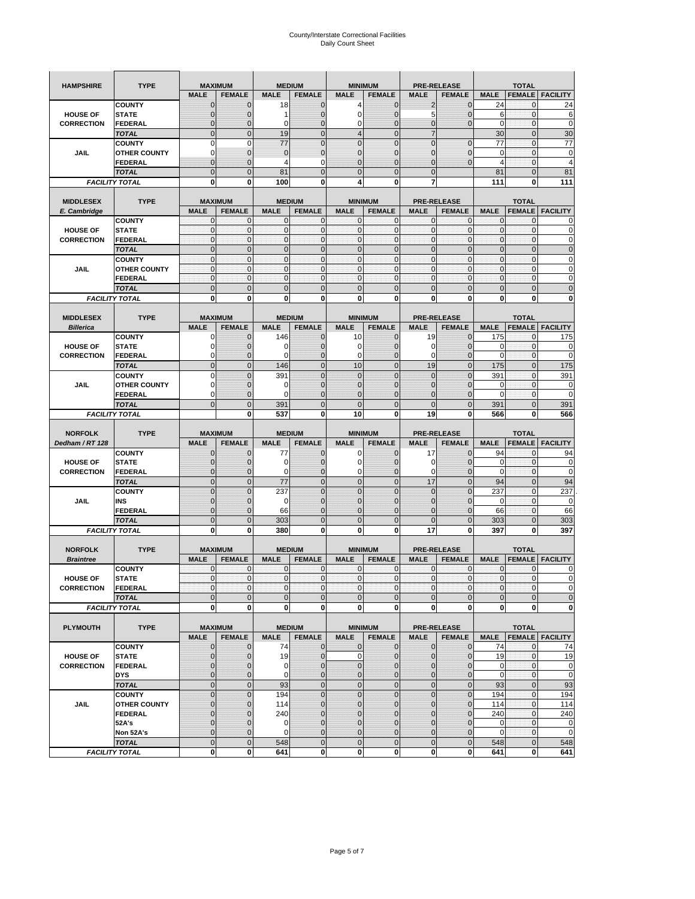# County/Interstate Correctional Facilities
## Daily Count Sheet

| HAMPSHIRE | TYPE | MAXIMUM | | MEDIUM | | MINIMUM | | PRE-RELEASE | | TOTAL | | |
|---|---|---|---|---|---|---|---|---|---|---|---|---|
| | | MALE | FEMALE | MALE | FEMALE | MALE | FEMALE | MALE | FEMALE | MALE | FEMALE | FACILITY |
| HOUSE OF CORRECTION | COUNTY | 0 | 0 | 18 | 0 | 4 | 0 | 2 | 0 | 24 | 0 | 24 |
| | STATE | 0 | 0 | 1 | 0 | 0 | 0 | 5 | 0 | 6 | 0 | 6 |
| | FEDERAL | 0 | 0 | 0 | 0 | 0 | 0 | 0 | 0 | 0 | 0 | 0 |
| | TOTAL | 0 | 0 | 19 | 0 | 4 | 0 | 7 | | 30 | 0 | 30 |
| JAIL | COUNTY | 0 | 0 | 77 | 0 | 0 | 0 | 0 | 0 | 77 | 0 | 77 |
| | OTHER COUNTY | 0 | 0 | 0 | 0 | 0 | 0 | 0 | 0 | 0 | 0 | 0 |
| | FEDERAL | 0 | 0 | 4 | 0 | 0 | 0 | 0 | 0 | 4 | 0 | 4 |
| | TOTAL | 0 | 0 | 81 | 0 | 0 | 0 | 0 | | 81 | 0 | 81 |
| FACILITY TOTAL | | 0 | 0 | 100 | 0 | 4 | 0 | 7 | | 111 | 0 | 111 |

| MIDDLESEX E. Cambridge | TYPE | MAXIMUM | | MEDIUM | | MINIMUM | | PRE-RELEASE | | TOTAL | | |
|---|---|---|---|---|---|---|---|---|---|---|---|---|
| | | MALE | FEMALE | MALE | FEMALE | MALE | FEMALE | MALE | FEMALE | MALE | FEMALE | FACILITY |
| HOUSE OF CORRECTION | COUNTY | 0 | 0 | 0 | 0 | 0 | 0 | 0 | 0 | 0 | 0 | 0 |
| | STATE | 0 | 0 | 0 | 0 | 0 | 0 | 0 | 0 | 0 | 0 | 0 |
| | FEDERAL | 0 | 0 | 0 | 0 | 0 | 0 | 0 | 0 | 0 | 0 | 0 |
| | TOTAL | 0 | 0 | 0 | 0 | 0 | 0 | 0 | 0 | 0 | 0 | 0 |
| JAIL | COUNTY | 0 | 0 | 0 | 0 | 0 | 0 | 0 | 0 | 0 | 0 | 0 |
| | OTHER COUNTY | 0 | 0 | 0 | 0 | 0 | 0 | 0 | 0 | 0 | 0 | 0 |
| | FEDERAL | 0 | 0 | 0 | 0 | 0 | 0 | 0 | 0 | 0 | 0 | 0 |
| | TOTAL | 0 | 0 | 0 | 0 | 0 | 0 | 0 | 0 | 0 | 0 | 0 |
| FACILITY TOTAL | | 0 | 0 | 0 | 0 | 0 | 0 | 0 | 0 | 0 | 0 | 0 |

| MIDDLESEX Billerica | TYPE | MAXIMUM | | MEDIUM | | MINIMUM | | PRE-RELEASE | | TOTAL | | |
|---|---|---|---|---|---|---|---|---|---|---|---|---|
| | | MALE | FEMALE | MALE | FEMALE | MALE | FEMALE | MALE | FEMALE | MALE | FEMALE | FACILITY |
| HOUSE OF CORRECTION | COUNTY | 0 | 0 | 146 | 0 | 10 | 0 | 19 | 0 | 175 | 0 | 175 |
| | STATE | 0 | 0 | 0 | 0 | 0 | 0 | 0 | 0 | 0 | 0 | 0 |
| | FEDERAL | 0 | 0 | 0 | 0 | 0 | 0 | 0 | 0 | 0 | 0 | 0 |
| | TOTAL | 0 | 0 | 146 | 0 | 10 | 0 | 19 | 0 | 175 | 0 | 175 |
| JAIL | COUNTY | 0 | 0 | 391 | 0 | 0 | 0 | 0 | 0 | 391 | 0 | 391 |
| | OTHER COUNTY | 0 | 0 | 0 | 0 | 0 | 0 | 0 | 0 | 0 | 0 | 0 |
| | FEDERAL | 0 | 0 | 0 | 0 | 0 | 0 | 0 | 0 | 0 | 0 | 0 |
| | TOTAL | 0 | 0 | 391 | 0 | 0 | 0 | 0 | 0 | 391 | 0 | 391 |
| FACILITY TOTAL | | | 0 | 537 | 0 | 10 | 0 | 19 | 0 | 566 | 0 | 566 |

| NORFOLK Dedham / RT 128 | TYPE | MAXIMUM | | MEDIUM | | MINIMUM | | PRE-RELEASE | | TOTAL | | |
|---|---|---|---|---|---|---|---|---|---|---|---|---|
| | | MALE | FEMALE | MALE | FEMALE | MALE | FEMALE | MALE | FEMALE | MALE | FEMALE | FACILITY |
| HOUSE OF CORRECTION | COUNTY | 0 | 0 | 77 | 0 | 0 | 0 | 17 | 0 | 94 | 0 | 94 |
| | STATE | 0 | 0 | 0 | 0 | 0 | 0 | 0 | 0 | 0 | 0 | 0 |
| | FEDERAL | 0 | 0 | 0 | 0 | 0 | 0 | 0 | 0 | 0 | 0 | 0 |
| | TOTAL | 0 | 0 | 77 | 0 | 0 | 0 | 17 | 0 | 94 | 0 | 94 |
| JAIL | COUNTY | 0 | 0 | 237 | 0 | 0 | 0 | 0 | 0 | 237 | 0 | 237 |
| | INS | 0 | 0 | 0 | 0 | 0 | 0 | 0 | 0 | 0 | 0 | 0 |
| | FEDERAL | 0 | 0 | 66 | 0 | 0 | 0 | 0 | 0 | 66 | 0 | 66 |
| | TOTAL | 0 | 0 | 303 | 0 | 0 | 0 | 0 | 0 | 303 | 0 | 303 |
| FACILITY TOTAL | | 0 | 0 | 380 | 0 | 0 | 0 | 17 | 0 | 397 | 0 | 397 |

| NORFOLK Braintree | TYPE | MAXIMUM | | MEDIUM | | MINIMUM | | PRE-RELEASE | | TOTAL | | |
|---|---|---|---|---|---|---|---|---|---|---|---|---|
| | | MALE | FEMALE | MALE | FEMALE | MALE | FEMALE | MALE | FEMALE | MALE | FEMALE | FACILITY |
| HOUSE OF CORRECTION | COUNTY | 0 | 0 | 0 | 0 | 0 | 0 | 0 | 0 | 0 | 0 | 0 |
| | STATE | 0 | 0 | 0 | 0 | 0 | 0 | 0 | 0 | 0 | 0 | 0 |
| | FEDERAL | 0 | 0 | 0 | 0 | 0 | 0 | 0 | 0 | 0 | 0 | 0 |
| | TOTAL | 0 | 0 | 0 | 0 | 0 | 0 | 0 | 0 | 0 | 0 | 0 |
| FACILITY TOTAL | | 0 | 0 | 0 | 0 | 0 | 0 | 0 | 0 | 0 | 0 | 0 |

| PLYMOUTH | TYPE | MAXIMUM | | MEDIUM | | MINIMUM | | PRE-RELEASE | | TOTAL | | |
|---|---|---|---|---|---|---|---|---|---|---|---|---|
| | | MALE | FEMALE | MALE | FEMALE | MALE | FEMALE | MALE | FEMALE | MALE | FEMALE | FACILITY |
| HOUSE OF CORRECTION | COUNTY | 0 | 0 | 74 | 0 | 0 | 0 | 0 | 0 | 74 | 0 | 74 |
| | STATE | 0 | 0 | 19 | 0 | 0 | 0 | 0 | 0 | 19 | 0 | 19 |
| | FEDERAL | 0 | 0 | 0 | 0 | 0 | 0 | 0 | 0 | 0 | 0 | 0 |
| | DYS | 0 | 0 | 0 | 0 | 0 | 0 | 0 | 0 | 0 | 0 | 0 |
| | TOTAL | 0 | 0 | 93 | 0 | 0 | 0 | 0 | 0 | 93 | 0 | 93 |
| JAIL | COUNTY | 0 | 0 | 194 | 0 | 0 | 0 | 0 | 0 | 194 | 0 | 194 |
| | OTHER COUNTY | 0 | 0 | 114 | 0 | 0 | 0 | 0 | 0 | 114 | 0 | 114 |
| | FEDERAL | 0 | 0 | 240 | 0 | 0 | 0 | 0 | 0 | 240 | 0 | 240 |
| | 52A's | 0 | 0 | 0 | 0 | 0 | 0 | 0 | 0 | 0 | 0 | 0 |
| | Non 52A's | 0 | 0 | 0 | 0 | 0 | 0 | 0 | 0 | 0 | 0 | 0 |
| | TOTAL | 0 | 0 | 548 | 0 | 0 | 0 | 0 | 0 | 548 | 0 | 548 |
| FACILITY TOTAL | | 0 | 0 | 641 | 0 | 0 | 0 | 0 | 0 | 641 | 0 | 641 |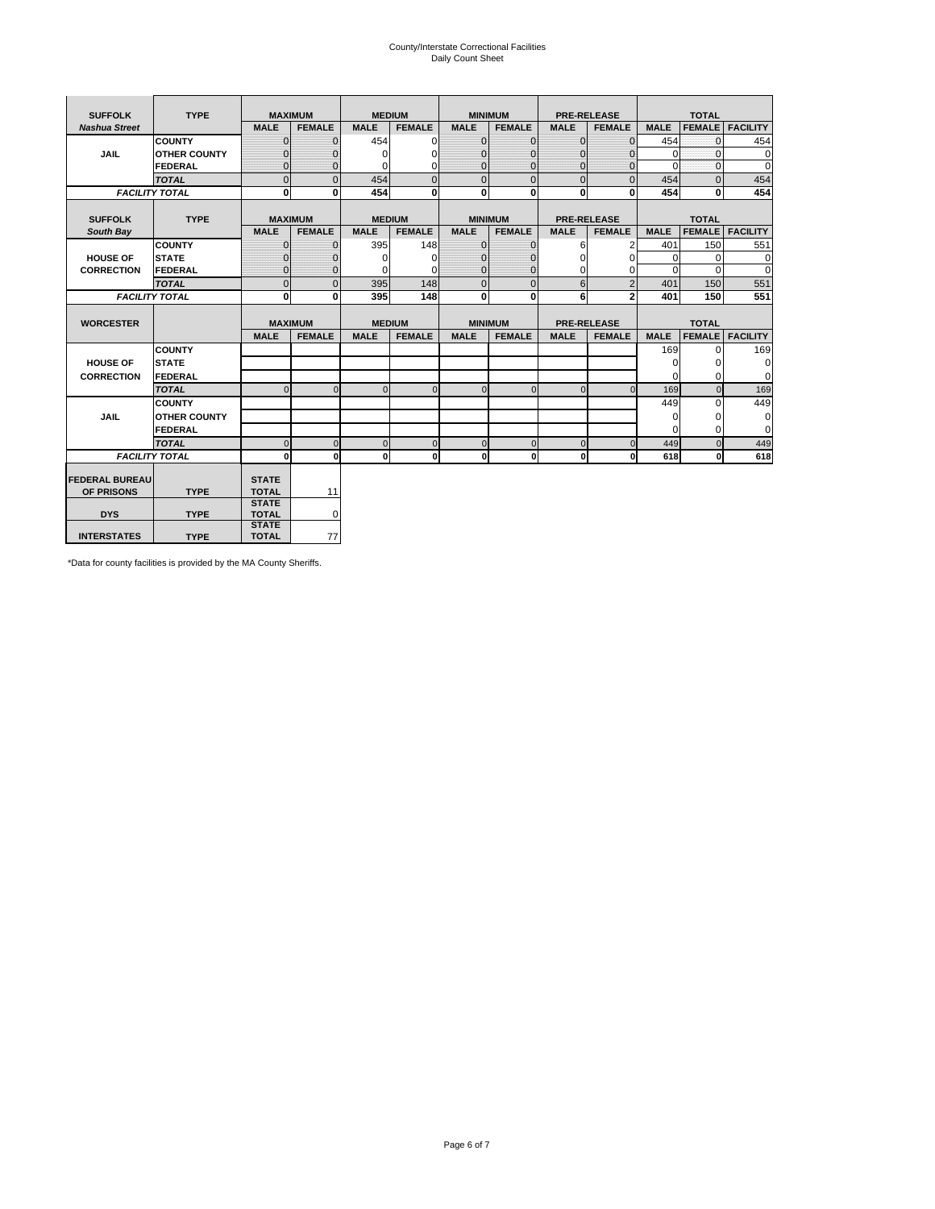# County/Interstate Correctional Facilities
## Daily Count Sheet

| SUFFOLK | TYPE | MAXIMUM | | MEDIUM | | MINIMUM | | PRE-RELEASE | | TOTAL | | |
|---|---|---|---|---|---|---|---|---|---|---|---|---|
| *Nashua Street* | | MALE | FEMALE | MALE | FEMALE | MALE | FEMALE | MALE | FEMALE | MALE | FEMALE | FACILITY |
| JAIL | COUNTY | 0 | 0 | 454 | 0 | 0 | 0 | 0 | 0 | 454 | 0 | 454 |
| | OTHER COUNTY | 0 | 0 | 0 | 0 | 0 | 0 | 0 | 0 | 0 | 0 | 0 |
| | FEDERAL | 0 | 0 | 0 | 0 | 0 | 0 | 0 | 0 | 0 | 0 | 0 |
| | *TOTAL* | 0 | 0 | 454 | 0 | 0 | 0 | 0 | 0 | 454 | 0 | 454 |
| *FACILITY TOTAL* | | **0** | **0** | **454** | **0** | **0** | **0** | **0** | **0** | **454** | **0** | **454** |

| SUFFOLK | TYPE | MAXIMUM | | MEDIUM | | MINIMUM | | PRE-RELEASE | | TOTAL | | |
|---|---|---|---|---|---|---|---|---|---|---|---|---|
| *South Bay* | | MALE | FEMALE | MALE | FEMALE | MALE | FEMALE | MALE | FEMALE | MALE | FEMALE | FACILITY |
| HOUSE OF CORRECTION | COUNTY | 0 | 0 | 395 | 148 | 0 | 0 | 6 | 2 | 401 | 150 | 551 |
| | STATE | 0 | 0 | 0 | 0 | 0 | 0 | 0 | 0 | 0 | 0 | 0 |
| | FEDERAL | 0 | 0 | 0 | 0 | 0 | 0 | 0 | 0 | 0 | 0 | 0 |
| | *TOTAL* | 0 | 0 | 395 | 148 | 0 | 0 | 6 | 2 | 401 | 150 | 551 |
| *FACILITY TOTAL* | | **0** | **0** | **395** | **148** | **0** | **0** | **6** | **2** | **401** | **150** | **551** |

| WORCESTER | | MAXIMUM | | MEDIUM | | MINIMUM | | PRE-RELEASE | | TOTAL | | |
|---|---|---|---|---|---|---|---|---|---|---|---|---|
| | | MALE | FEMALE | MALE | FEMALE | MALE | FEMALE | MALE | FEMALE | MALE | FEMALE | FACILITY |
| HOUSE OF CORRECTION | COUNTY | | | | | | | | | 169 | 0 | 169 |
| | STATE | | | | | | | | | 0 | 0 | 0 |
| | FEDERAL | | | | | | | | | 0 | 0 | 0 |
| | *TOTAL* | 0 | 0 | 0 | 0 | 0 | 0 | 0 | 0 | 169 | 0 | 169 |
| JAIL | COUNTY | | | | | | | | | 449 | 0 | 449 |
| | OTHER COUNTY | | | | | | | | | 0 | 0 | 0 |
| | FEDERAL | | | | | | | | | 0 | 0 | 0 |
| | *TOTAL* | 0 | 0 | 0 | 0 | 0 | 0 | 0 | 0 | 449 | 0 | 449 |
| *FACILITY TOTAL* | | **0** | **0** | **0** | **0** | **0** | **0** | **0** | **0** | **618** | **0** | **618** |

| | | | |
|---|---|---|---|
| FEDERAL BUREAU OF PRISONS | TYPE | STATE TOTAL | 11 |
| DYS | TYPE | STATE TOTAL | 0 |
| INTERSTATES | TYPE | STATE TOTAL | 77 |

*Data for county facilities is provided by the MA County Sheriffs.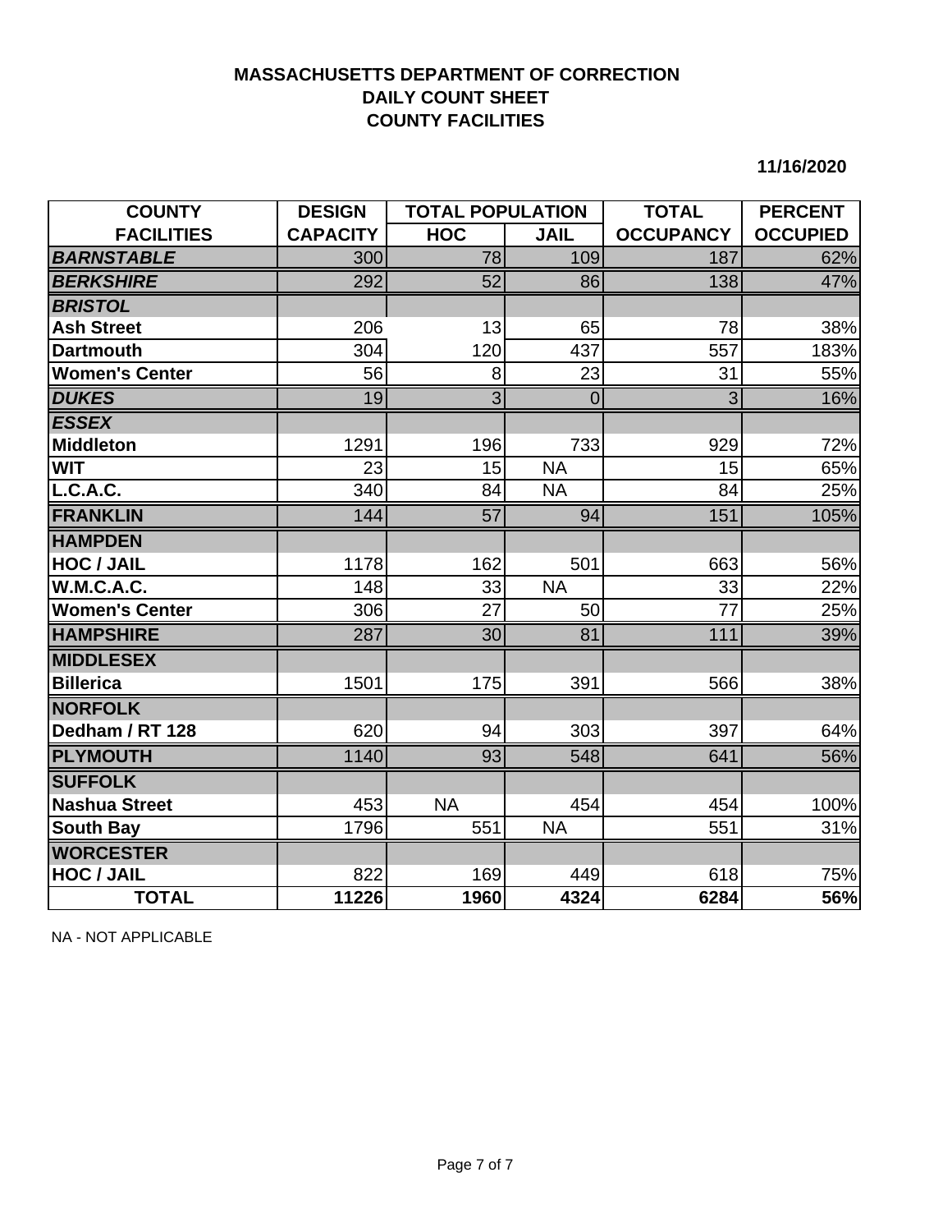## MASSACHUSETTS DEPARTMENT OF CORRECTION
## DAILY COUNT SHEET
## COUNTY FACILITIES

**11/16/2020**

| COUNTY FACILITIES | DESIGN CAPACITY | TOTAL POPULATION | | TOTAL OCCUPANCY | PERCENT OCCUPIED |
|---|---|---|---|---|---|
| | | HOC | JAIL | | |
| ***BARNSTABLE*** | 300 | 78 | 109 | 187 | 62% |
| ***BERKSHIRE*** | 292 | 52 | 86 | 138 | 47% |
| ***BRISTOL*** | | | | | |
| **Ash Street** | 206 | 13 | 65 | 78 | 38% |
| **Dartmouth** | 304 | 120 | 437 | 557 | 183% |
| **Women's Center** | 56 | 8 | 23 | 31 | 55% |
| ***DUKES*** | 19 | 3 | 0 | 3 | 16% |
| ***ESSEX*** | | | | | |
| **Middleton** | 1291 | 196 | 733 | 929 | 72% |
| **WIT** | 23 | 15 | NA | 15 | 65% |
| **L.C.A.C.** | 340 | 84 | NA | 84 | 25% |
| **FRANKLIN** | 144 | 57 | 94 | 151 | 105% |
| **HAMPDEN** | | | | | |
| **HOC / JAIL** | 1178 | 162 | 501 | 663 | 56% |
| **W.M.C.A.C.** | 148 | 33 | NA | 33 | 22% |
| **Women's Center** | 306 | 27 | 50 | 77 | 25% |
| **HAMPSHIRE** | 287 | 30 | 81 | 111 | 39% |
| **MIDDLESEX** | | | | | |
| **Billerica** | 1501 | 175 | 391 | 566 | 38% |
| **NORFOLK** | | | | | |
| **Dedham / RT 128** | 620 | 94 | 303 | 397 | 64% |
| **PLYMOUTH** | 1140 | 93 | 548 | 641 | 56% |
| **SUFFOLK** | | | | | |
| **Nashua Street** | 453 | NA | 454 | 454 | 100% |
| **South Bay** | 1796 | 551 | NA | 551 | 31% |
| **WORCESTER** | | | | | |
| **HOC / JAIL** | 822 | 169 | 449 | 618 | 75% |
| **TOTAL** | **11226** | **1960** | **4324** | **6284** | **56%** |

NA - NOT APPLICABLE